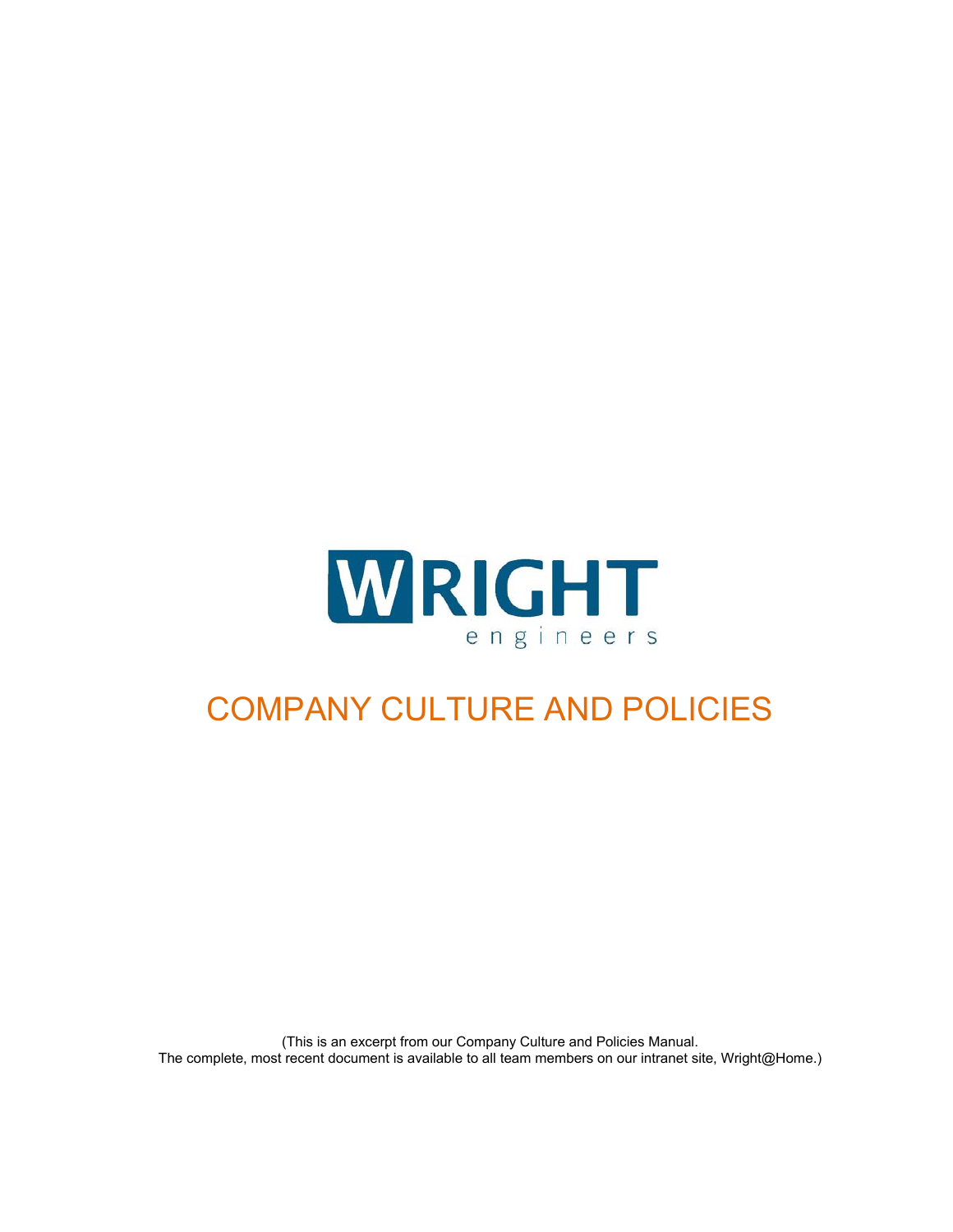WRIGHT

engineers

# COMPANY CULTURE AND POLICIES

(This is an excerpt from our Company Culture and Policies Manual.
The complete, most recent document is available to all team members on our intranet site, Wright@Home.)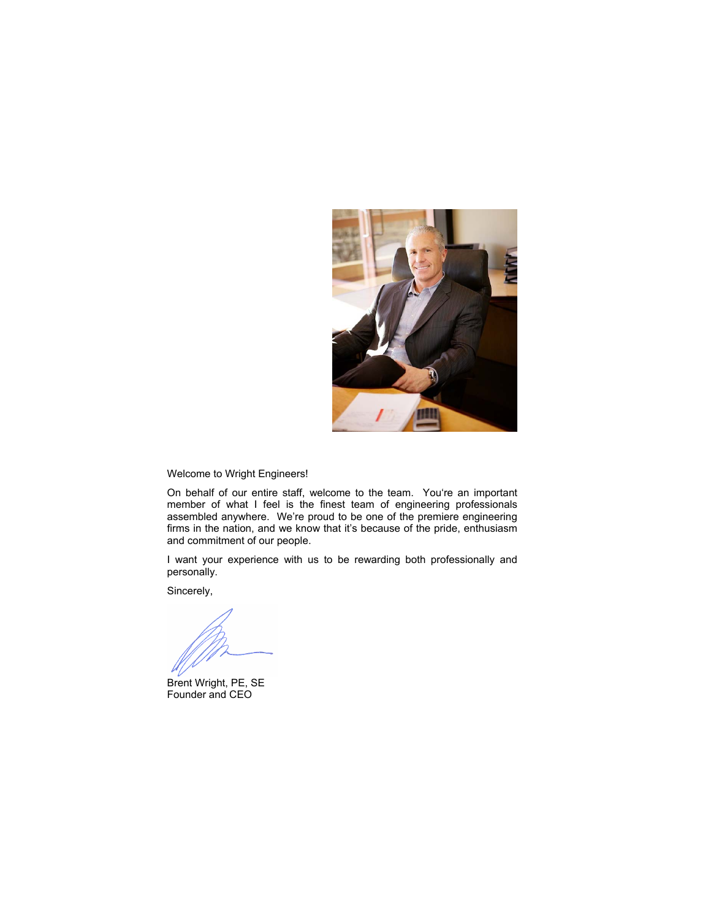Welcome to Wright Engineers!

On behalf of our entire staff, welcome to the team. You're an important member of what I feel is the finest team of engineering professionals assembled anywhere. We're proud to be one of the premiere engineering firms in the nation, and we know that it's because of the pride, enthusiasm and commitment of our people.

I want your experience with us to be rewarding both professionally and personally.

Sincerely,

Brent Wright, PE, SE
Founder and CEO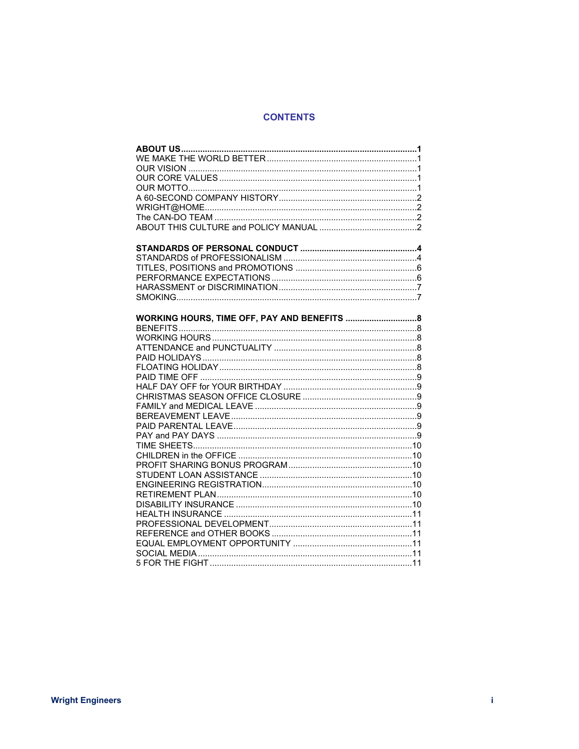# CONTENTS

**ABOUT US** .......... **1**
WE MAKE THE WORLD BETTER .......... 1
OUR VISION .......... 1
OUR CORE VALUES .......... 1
OUR MOTTO .......... 1
A 60-SECOND COMPANY HISTORY .......... 2
WRIGHT@HOME .......... 2
The CAN-DO TEAM .......... 2
ABOUT THIS CULTURE and POLICY MANUAL .......... 2

**STANDARDS OF PERSONAL CONDUCT** .......... **4**
STANDARDS of PROFESSIONALISM .......... 4
TITLES, POSITIONS and PROMOTIONS .......... 6
PERFORMANCE EXPECTATIONS .......... 6
HARASSMENT or DISCRIMINATION .......... 7
SMOKING .......... 7

**WORKING HOURS, TIME OFF, PAY AND BENEFITS** .......... **8**
BENEFITS .......... 8
WORKING HOURS .......... 8
ATTENDANCE and PUNCTUALITY .......... 8
PAID HOLIDAYS .......... 8
FLOATING HOLIDAY .......... 8
PAID TIME OFF .......... 9
HALF DAY OFF for YOUR BIRTHDAY .......... 9
CHRISTMAS SEASON OFFICE CLOSURE .......... 9
FAMILY and MEDICAL LEAVE .......... 9
BEREAVEMENT LEAVE .......... 9
PAID PARENTAL LEAVE .......... 9
PAY and PAY DAYS .......... 9
TIME SHEETS .......... 10
CHILDREN in the OFFICE .......... 10
PROFIT SHARING BONUS PROGRAM .......... 10
STUDENT LOAN ASSISTANCE .......... 10
ENGINEERING REGISTRATION .......... 10
RETIREMENT PLAN .......... 10
DISABILITY INSURANCE .......... 10
HEALTH INSURANCE .......... 11
PROFESSIONAL DEVELOPMENT .......... 11
REFERENCE and OTHER BOOKS .......... 11
EQUAL EMPLOYMENT OPPORTUNITY .......... 11
SOCIAL MEDIA .......... 11
5 FOR THE FIGHT .......... 11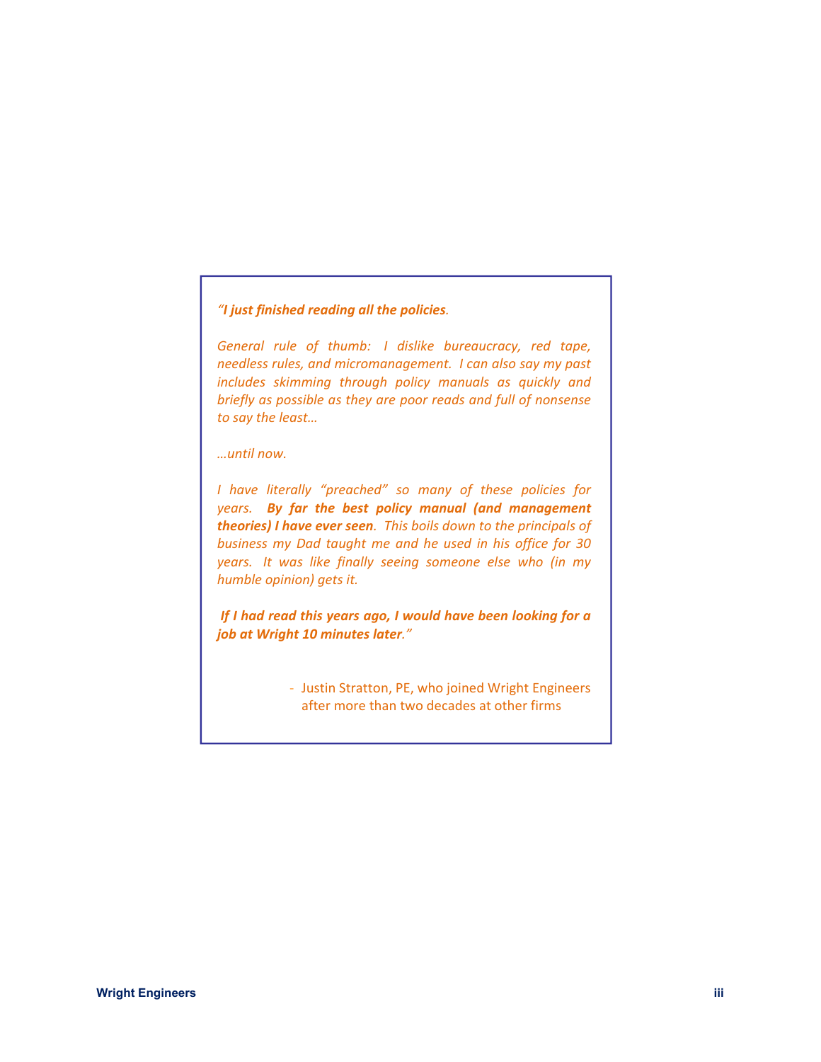*"**I just finished reading all the policies**.*

*General rule of thumb: I dislike bureaucracy, red tape, needless rules, and micromanagement. I can also say my past includes skimming through policy manuals as quickly and briefly as possible as they are poor reads and full of nonsense to say the least…*

*…until now.*

*I have literally "preached" so many of these policies for years. **By far the best policy manual (and management theories) I have ever seen**. This boils down to the principals of business my Dad taught me and he used in his office for 30 years. It was like finally seeing someone else who (in my humble opinion) gets it.*

***If I had read this years ago, I would have been looking for a job at Wright 10 minutes later**."*

- Justin Stratton, PE, who joined Wright Engineers after more than two decades at other firms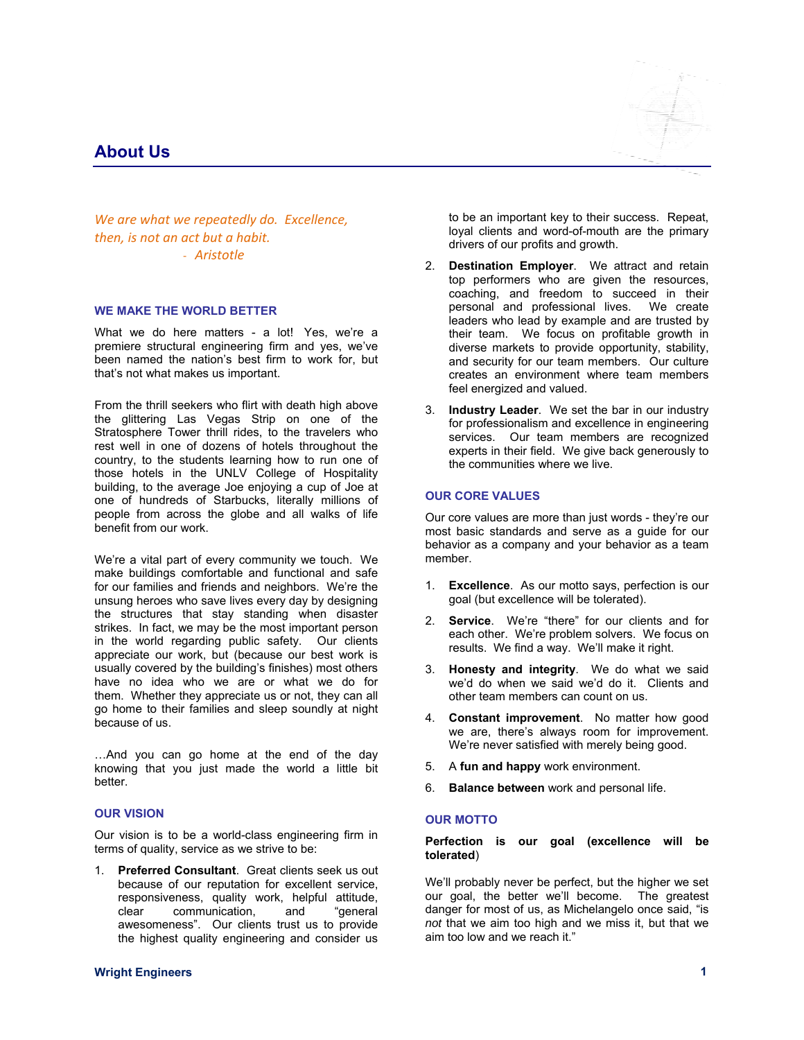# About Us

*We are what we repeatedly do. Excellence, then, is not an act but a habit.*
*- Aristotle*

## WE MAKE THE WORLD BETTER

What we do here matters - a lot! Yes, we're a premiere structural engineering firm and yes, we've been named the nation's best firm to work for, but that's not what makes us important.

From the thrill seekers who flirt with death high above the glittering Las Vegas Strip on one of the Stratosphere Tower thrill rides, to the travelers who rest well in one of dozens of hotels throughout the country, to the students learning how to run one of those hotels in the UNLV College of Hospitality building, to the average Joe enjoying a cup of Joe at one of hundreds of Starbucks, literally millions of people from across the globe and all walks of life benefit from our work.

We're a vital part of every community we touch. We make buildings comfortable and functional and safe for our families and friends and neighbors. We're the unsung heroes who save lives every day by designing the structures that stay standing when disaster strikes. In fact, we may be the most important person in the world regarding public safety. Our clients appreciate our work, but (because our best work is usually covered by the building's finishes) most others have no idea who we are or what we do for them. Whether they appreciate us or not, they can all go home to their families and sleep soundly at night because of us.

…And you can go home at the end of the day knowing that you just made the world a little bit better.

## OUR VISION

Our vision is to be a world-class engineering firm in terms of quality, service as we strive to be:

1. **Preferred Consultant**. Great clients seek us out because of our reputation for excellent service, responsiveness, quality work, helpful attitude, clear communication, and "general awesomeness". Our clients trust us to provide the highest quality engineering and consider us to be an important key to their success. Repeat, loyal clients and word-of-mouth are the primary drivers of our profits and growth.
2. **Destination Employer**. We attract and retain top performers who are given the resources, coaching, and freedom to succeed in their personal and professional lives. We create leaders who lead by example and are trusted by their team. We focus on profitable growth in diverse markets to provide opportunity, stability, and security for our team members. Our culture creates an environment where team members feel energized and valued.
3. **Industry Leader**. We set the bar in our industry for professionalism and excellence in engineering services. Our team members are recognized experts in their field. We give back generously to the communities where we live.

## OUR CORE VALUES

Our core values are more than just words - they're our most basic standards and serve as a guide for our behavior as a company and your behavior as a team member.

1. **Excellence**. As our motto says, perfection is our goal (but excellence will be tolerated).
2. **Service**. We're "there" for our clients and for each other. We're problem solvers. We focus on results. We find a way. We'll make it right.
3. **Honesty and integrity**. We do what we said we'd do when we said we'd do it. Clients and other team members can count on us.
4. **Constant improvement**. No matter how good we are, there's always room for improvement. We're never satisfied with merely being good.
5. A **fun and happy** work environment.
6. **Balance between** work and personal life.

## OUR MOTTO

**Perfection is our goal (excellence will be tolerated**)

We'll probably never be perfect, but the higher we set our goal, the better we'll become. The greatest danger for most of us, as Michelangelo once said, "is *not* that we aim too high and we miss it, but that we aim too low and we reach it."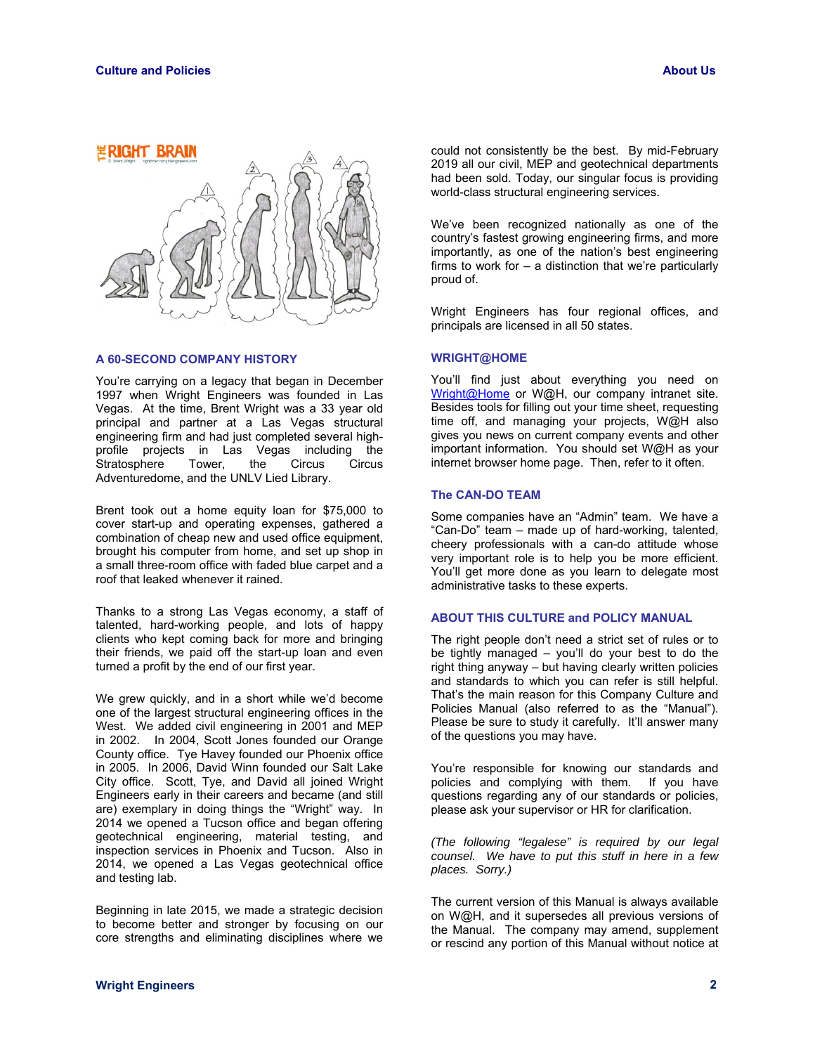## A 60-SECOND COMPANY HISTORY

You're carrying on a legacy that began in December 1997 when Wright Engineers was founded in Las Vegas. At the time, Brent Wright was a 33 year old principal and partner at a Las Vegas structural engineering firm and had just completed several high-profile projects in Las Vegas including the Stratosphere Tower, the Circus Circus Adventuredome, and the UNLV Lied Library.

Brent took out a home equity loan for $75,000 to cover start-up and operating expenses, gathered a combination of cheap new and used office equipment, brought his computer from home, and set up shop in a small three-room office with faded blue carpet and a roof that leaked whenever it rained.

Thanks to a strong Las Vegas economy, a staff of talented, hard-working people, and lots of happy clients who kept coming back for more and bringing their friends, we paid off the start-up loan and even turned a profit by the end of our first year.

We grew quickly, and in a short while we'd become one of the largest structural engineering offices in the West. We added civil engineering in 2001 and MEP in 2002. In 2004, Scott Jones founded our Orange County office. Tye Havey founded our Phoenix office in 2005. In 2006, David Winn founded our Salt Lake City office. Scott, Tye, and David all joined Wright Engineers early in their careers and became (and still are) exemplary in doing things the "Wright" way. In 2014 we opened a Tucson office and began offering geotechnical engineering, material testing, and inspection services in Phoenix and Tucson. Also in 2014, we opened a Las Vegas geotechnical office and testing lab.

Beginning in late 2015, we made a strategic decision to become better and stronger by focusing on our core strengths and eliminating disciplines where we could not consistently be the best. By mid-February 2019 all our civil, MEP and geotechnical departments had been sold. Today, our singular focus is providing world-class structural engineering services.

We've been recognized nationally as one of the country's fastest growing engineering firms, and more importantly, as one of the nation's best engineering firms to work for – a distinction that we're particularly proud of.

Wright Engineers has four regional offices, and principals are licensed in all 50 states.

## WRIGHT@HOME

You'll find just about everything you need on Wright@Home or W@H, our company intranet site. Besides tools for filling out your time sheet, requesting time off, and managing your projects, W@H also gives you news on current company events and other important information. You should set W@H as your internet browser home page. Then, refer to it often.

## The CAN-DO TEAM

Some companies have an "Admin" team. We have a "Can-Do" team – made up of hard-working, talented, cheery professionals with a can-do attitude whose very important role is to help you be more efficient. You'll get more done as you learn to delegate most administrative tasks to these experts.

## ABOUT THIS CULTURE and POLICY MANUAL

The right people don't need a strict set of rules or to be tightly managed – you'll do your best to do the right thing anyway – but having clearly written policies and standards to which you can refer is still helpful. That's the main reason for this Company Culture and Policies Manual (also referred to as the "Manual"). Please be sure to study it carefully. It'll answer many of the questions you may have.

You're responsible for knowing our standards and policies and complying with them. If you have questions regarding any of our standards or policies, please ask your supervisor or HR for clarification.

*(The following "legalese" is required by our legal counsel. We have to put this stuff in here in a few places. Sorry.)*

The current version of this Manual is always available on W@H, and it supersedes all previous versions of the Manual. The company may amend, supplement or rescind any portion of this Manual without notice at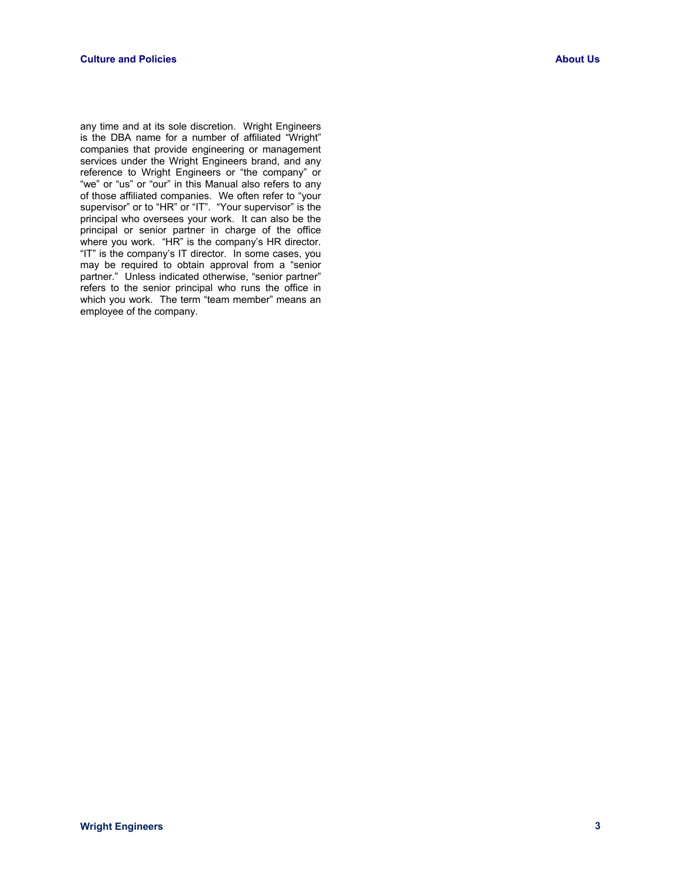any time and at its sole discretion. Wright Engineers is the DBA name for a number of affiliated “Wright” companies that provide engineering or management services under the Wright Engineers brand, and any reference to Wright Engineers or “the company” or “we” or “us” or “our” in this Manual also refers to any of those affiliated companies. We often refer to “your supervisor” or to “HR” or “IT”. “Your supervisor” is the principal who oversees your work. It can also be the principal or senior partner in charge of the office where you work. “HR” is the company’s HR director. “IT” is the company’s IT director. In some cases, you may be required to obtain approval from a “senior partner.” Unless indicated otherwise, “senior partner” refers to the senior principal who runs the office in which you work. The term “team member” means an employee of the company.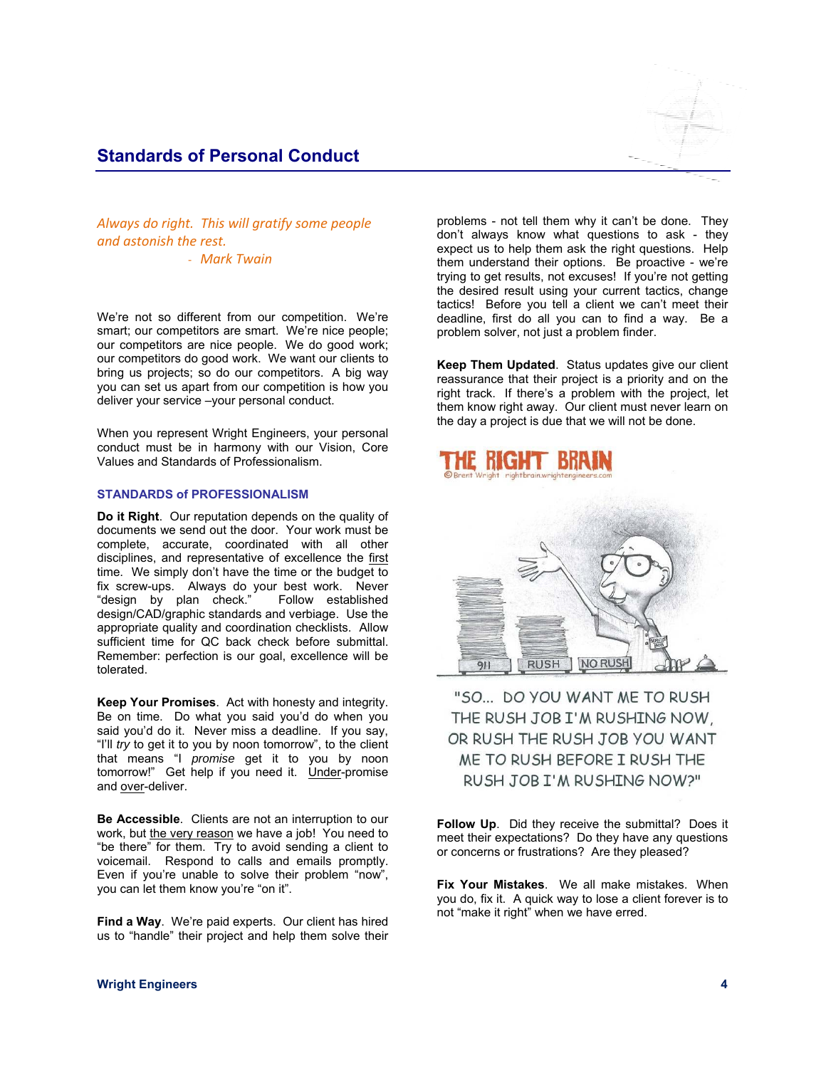## Standards of Personal Conduct

*Always do right. This will gratify some people and astonish the rest.*
*- Mark Twain*

We're not so different from our competition. We're smart; our competitors are smart. We're nice people; our competitors are nice people. We do good work; our competitors do good work. We want our clients to bring us projects; so do our competitors. A big way you can set us apart from our competition is how you deliver your service –your personal conduct.

When you represent Wright Engineers, your personal conduct must be in harmony with our Vision, Core Values and Standards of Professionalism.

### STANDARDS of PROFESSIONALISM

**Do it Right**. Our reputation depends on the quality of documents we send out the door. Your work must be complete, accurate, coordinated with all other disciplines, and representative of excellence the first time. We simply don't have the time or the budget to fix screw-ups. Always do your best work. Never "design by plan check." Follow established design/CAD/graphic standards and verbiage. Use the appropriate quality and coordination checklists. Allow sufficient time for QC back check before submittal. Remember: perfection is our goal, excellence will be tolerated.

**Keep Your Promises**. Act with honesty and integrity. Be on time. Do what you said you'd do when you said you'd do it. Never miss a deadline. If you say, "I'll *try* to get it to you by noon tomorrow", to the client that means "I *promise* get it to you by noon tomorrow!" Get help if you need it. Under-promise and over-deliver.

**Be Accessible**. Clients are not an interruption to our work, but the very reason we have a job! You need to "be there" for them. Try to avoid sending a client to voicemail. Respond to calls and emails promptly. Even if you're unable to solve their problem "now", you can let them know you're "on it".

**Find a Way**. We're paid experts. Our client has hired us to "handle" their project and help them solve their problems - not tell them why it can't be done. They don't always know what questions to ask - they expect us to help them ask the right questions. Help them understand their options. Be proactive - we're trying to get results, not excuses! If you're not getting the desired result using your current tactics, change tactics! Before you tell a client we can't meet their deadline, first do all you can to find a way. Be a problem solver, not just a problem finder.

**Keep Them Updated**. Status updates give our client reassurance that their project is a priority and on the right track. If there's a problem with the project, let them know right away. Our client must never learn on the day a project is due that we will not be done.

THE RIGHT BRAIN
© Brent Wright rightbrain.wrightengineers.com

"SO... DO YOU WANT ME TO RUSH THE RUSH JOB I'M RUSHING NOW, OR RUSH THE RUSH JOB YOU WANT ME TO RUSH BEFORE I RUSH THE RUSH JOB I'M RUSHING NOW?"

**Follow Up**. Did they receive the submittal? Does it meet their expectations? Do they have any questions or concerns or frustrations? Are they pleased?

**Fix Your Mistakes**. We all make mistakes. When you do, fix it. A quick way to lose a client forever is to not "make it right" when we have erred.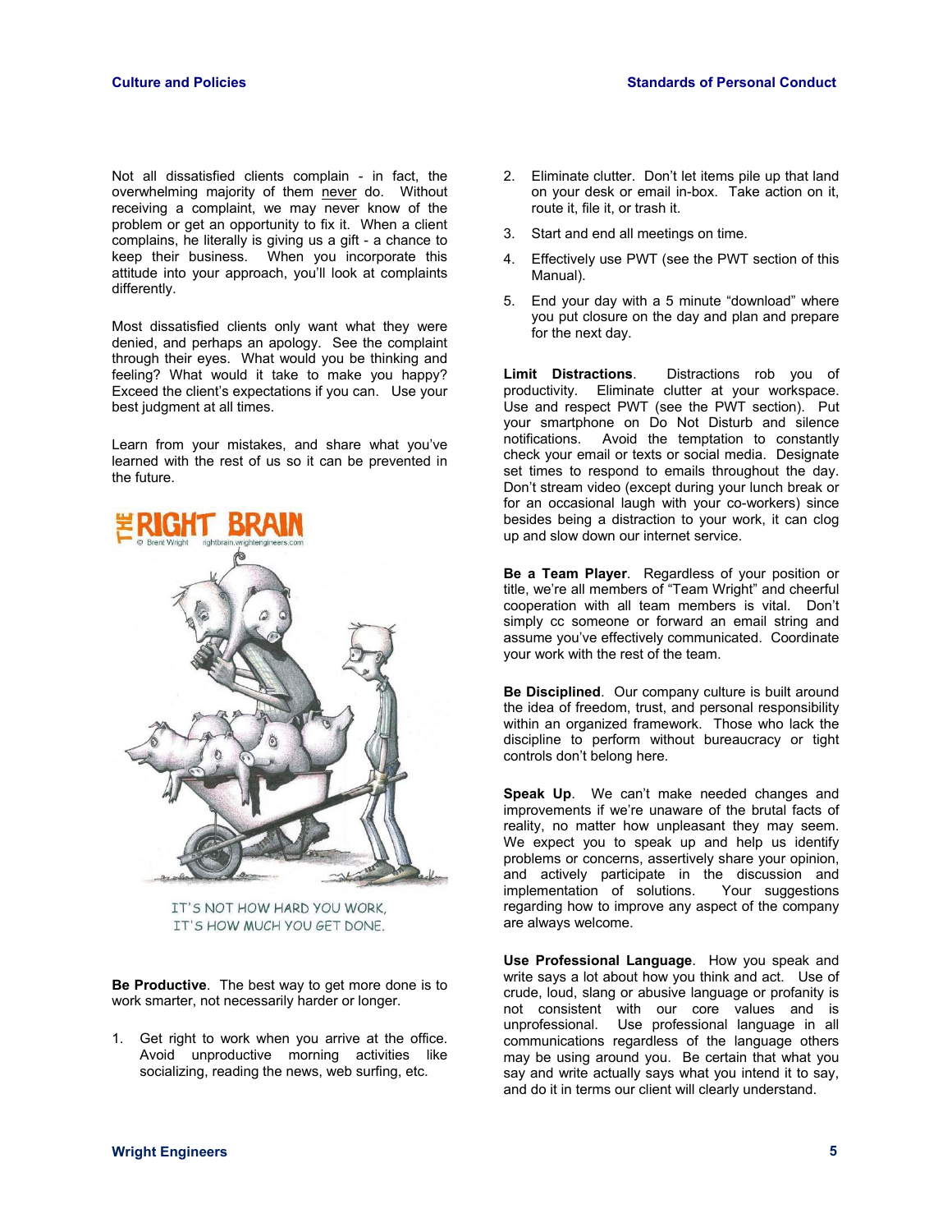Not all dissatisfied clients complain - in fact, the overwhelming majority of them never do. Without receiving a complaint, we may never know of the problem or get an opportunity to fix it. When a client complains, he literally is giving us a gift - a chance to keep their business. When you incorporate this attitude into your approach, you'll look at complaints differently.

Most dissatisfied clients only want what they were denied, and perhaps an apology. See the complaint through their eyes. What would you be thinking and feeling? What would it take to make you happy? Exceed the client's expectations if you can. Use your best judgment at all times.

Learn from your mistakes, and share what you've learned with the rest of us so it can be prevented in the future.

IT'S NOT HOW HARD YOU WORK, IT'S HOW MUCH YOU GET DONE.

**Be Productive**. The best way to get more done is to work smarter, not necessarily harder or longer.

1. Get right to work when you arrive at the office. Avoid unproductive morning activities like socializing, reading the news, web surfing, etc.
2. Eliminate clutter. Don't let items pile up that land on your desk or email in-box. Take action on it, route it, file it, or trash it.
3. Start and end all meetings on time.
4. Effectively use PWT (see the PWT section of this Manual).
5. End your day with a 5 minute "download" where you put closure on the day and plan and prepare for the next day.

**Limit Distractions**. Distractions rob you of productivity. Eliminate clutter at your workspace. Use and respect PWT (see the PWT section). Put your smartphone on Do Not Disturb and silence notifications. Avoid the temptation to constantly check your email or texts or social media. Designate set times to respond to emails throughout the day. Don't stream video (except during your lunch break or for an occasional laugh with your co-workers) since besides being a distraction to your work, it can clog up and slow down our internet service.

**Be a Team Player**. Regardless of your position or title, we're all members of "Team Wright" and cheerful cooperation with all team members is vital. Don't simply cc someone or forward an email string and assume you've effectively communicated. Coordinate your work with the rest of the team.

**Be Disciplined**. Our company culture is built around the idea of freedom, trust, and personal responsibility within an organized framework. Those who lack the discipline to perform without bureaucracy or tight controls don't belong here.

**Speak Up**. We can't make needed changes and improvements if we're unaware of the brutal facts of reality, no matter how unpleasant they may seem. We expect you to speak up and help us identify problems or concerns, assertively share your opinion, and actively participate in the discussion and implementation of solutions. Your suggestions regarding how to improve any aspect of the company are always welcome.

**Use Professional Language**. How you speak and write says a lot about how you think and act. Use of crude, loud, slang or abusive language or profanity is not consistent with our core values and is unprofessional. Use professional language in all communications regardless of the language others may be using around you. Be certain that what you say and write actually says what you intend it to say, and do it in terms our client will clearly understand.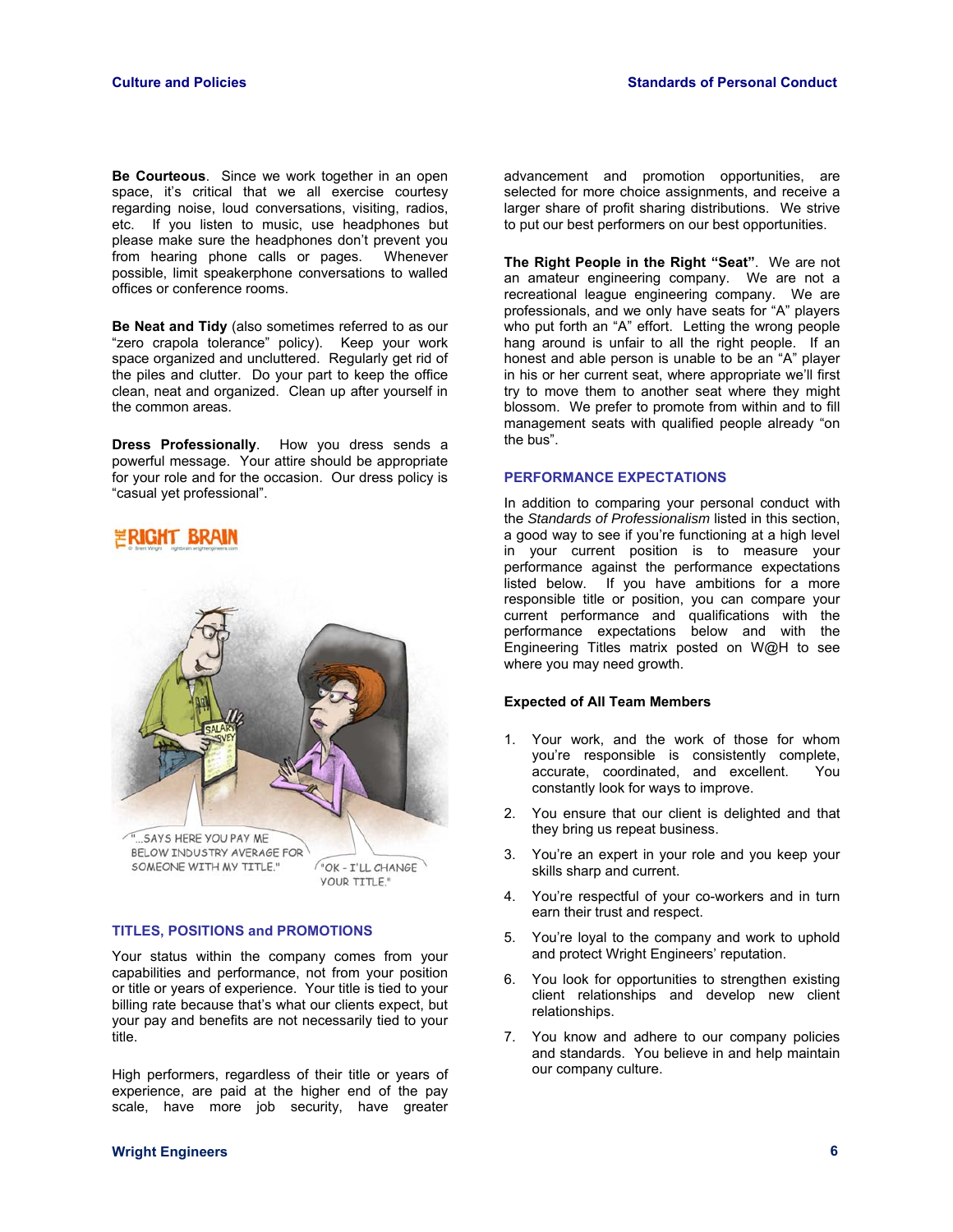**Be Courteous**. Since we work together in an open space, it's critical that we all exercise courtesy regarding noise, loud conversations, visiting, radios, etc. If you listen to music, use headphones but please make sure the headphones don't prevent you from hearing phone calls or pages. Whenever possible, limit speakerphone conversations to walled offices or conference rooms.

**Be Neat and Tidy** (also sometimes referred to as our "zero crapola tolerance" policy). Keep your work space organized and uncluttered. Regularly get rid of the piles and clutter. Do your part to keep the office clean, neat and organized. Clean up after yourself in the common areas.

**Dress Professionally**. How you dress sends a powerful message. Your attire should be appropriate for your role and for the occasion. Our dress policy is "casual yet professional".

## TITLES, POSITIONS and PROMOTIONS

Your status within the company comes from your capabilities and performance, not from your position or title or years of experience. Your title is tied to your billing rate because that's what our clients expect, but your pay and benefits are not necessarily tied to your title.

High performers, regardless of their title or years of experience, are paid at the higher end of the pay scale, have more job security, have greater advancement and promotion opportunities, are selected for more choice assignments, and receive a larger share of profit sharing distributions. We strive to put our best performers on our best opportunities.

**The Right People in the Right "Seat"**. We are not an amateur engineering company. We are not a recreational league engineering company. We are professionals, and we only have seats for "A" players who put forth an "A" effort. Letting the wrong people hang around is unfair to all the right people. If an honest and able person is unable to be an "A" player in his or her current seat, where appropriate we'll first try to move them to another seat where they might blossom. We prefer to promote from within and to fill management seats with qualified people already "on the bus".

## PERFORMANCE EXPECTATIONS

In addition to comparing your personal conduct with the *Standards of Professionalism* listed in this section, a good way to see if you're functioning at a high level in your current position is to measure your performance against the performance expectations listed below. If you have ambitions for a more responsible title or position, you can compare your current performance and qualifications with the performance expectations below and with the Engineering Titles matrix posted on W@H to see where you may need growth.

### Expected of All Team Members

1. Your work, and the work of those for whom you're responsible is consistently complete, accurate, coordinated, and excellent. You constantly look for ways to improve.
2. You ensure that our client is delighted and that they bring us repeat business.
3. You're an expert in your role and you keep your skills sharp and current.
4. You're respectful of your co-workers and in turn earn their trust and respect.
5. You're loyal to the company and work to uphold and protect Wright Engineers' reputation.
6. You look for opportunities to strengthen existing client relationships and develop new client relationships.
7. You know and adhere to our company policies and standards. You believe in and help maintain our company culture.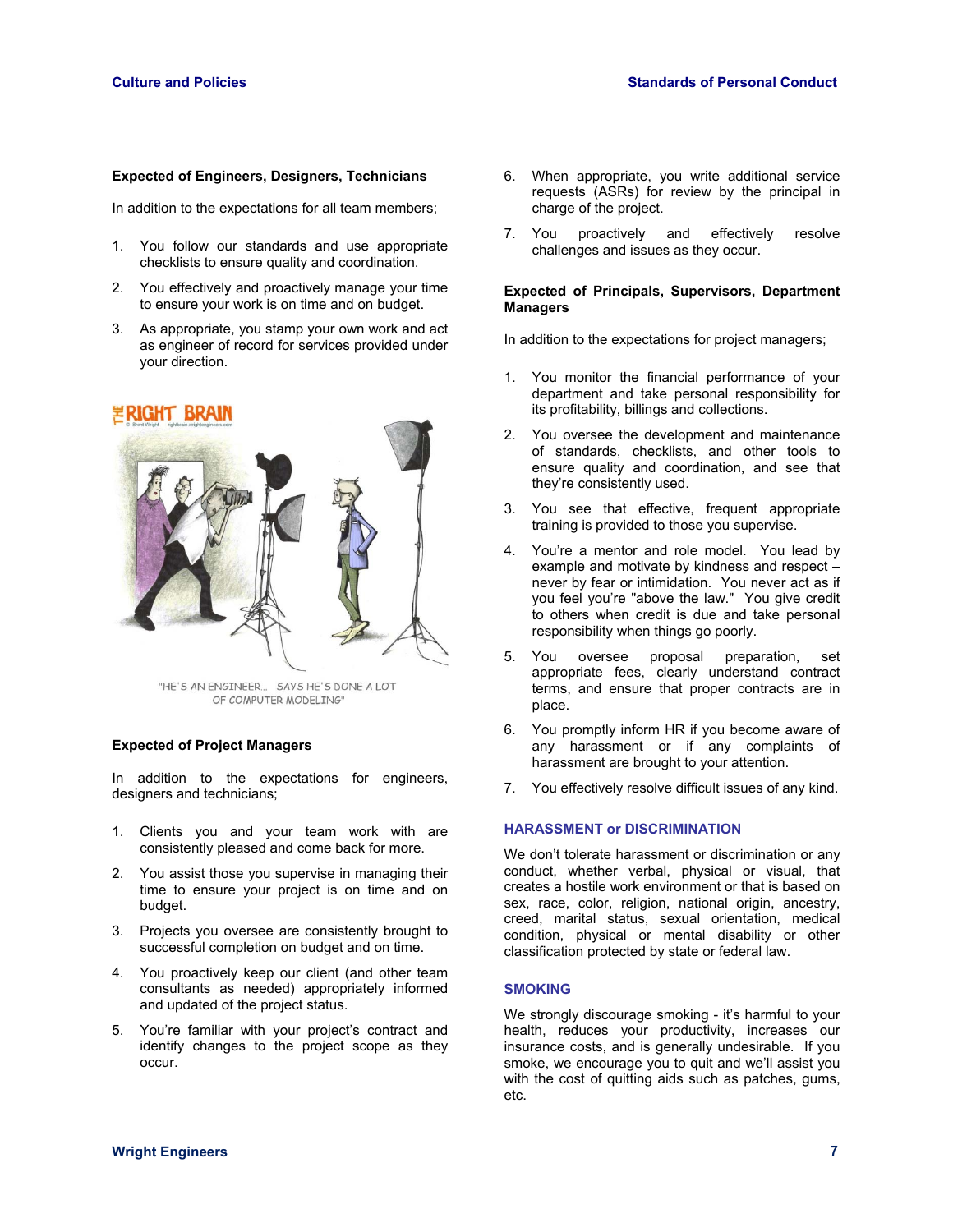### Expected of Engineers, Designers, Technicians

In addition to the expectations for all team members;

1. You follow our standards and use appropriate checklists to ensure quality and coordination.
2. You effectively and proactively manage your time to ensure your work is on time and on budget.
3. As appropriate, you stamp your own work and act as engineer of record for services provided under your direction.

"HE'S AN ENGINEER... SAYS HE'S DONE A LOT OF COMPUTER MODELING"

### Expected of Project Managers

In addition to the expectations for engineers, designers and technicians;

1. Clients you and your team work with are consistently pleased and come back for more.
2. You assist those you supervise in managing their time to ensure your project is on time and on budget.
3. Projects you oversee are consistently brought to successful completion on budget and on time.
4. You proactively keep our client (and other team consultants as needed) appropriately informed and updated of the project status.
5. You're familiar with your project's contract and identify changes to the project scope as they occur.
6. When appropriate, you write additional service requests (ASRs) for review by the principal in charge of the project.
7. You proactively and effectively resolve challenges and issues as they occur.

### Expected of Principals, Supervisors, Department Managers

In addition to the expectations for project managers;

1. You monitor the financial performance of your department and take personal responsibility for its profitability, billings and collections.
2. You oversee the development and maintenance of standards, checklists, and other tools to ensure quality and coordination, and see that they're consistently used.
3. You see that effective, frequent appropriate training is provided to those you supervise.
4. You're a mentor and role model. You lead by example and motivate by kindness and respect – never by fear or intimidation. You never act as if you feel you're "above the law." You give credit to others when credit is due and take personal responsibility when things go poorly.
5. You oversee proposal preparation, set appropriate fees, clearly understand contract terms, and ensure that proper contracts are in place.
6. You promptly inform HR if you become aware of any harassment or if any complaints of harassment are brought to your attention.
7. You effectively resolve difficult issues of any kind.

## HARASSMENT or DISCRIMINATION

We don't tolerate harassment or discrimination or any conduct, whether verbal, physical or visual, that creates a hostile work environment or that is based on sex, race, color, religion, national origin, ancestry, creed, marital status, sexual orientation, medical condition, physical or mental disability or other classification protected by state or federal law.

## SMOKING

We strongly discourage smoking - it's harmful to your health, reduces your productivity, increases our insurance costs, and is generally undesirable. If you smoke, we encourage you to quit and we'll assist you with the cost of quitting aids such as patches, gums, etc.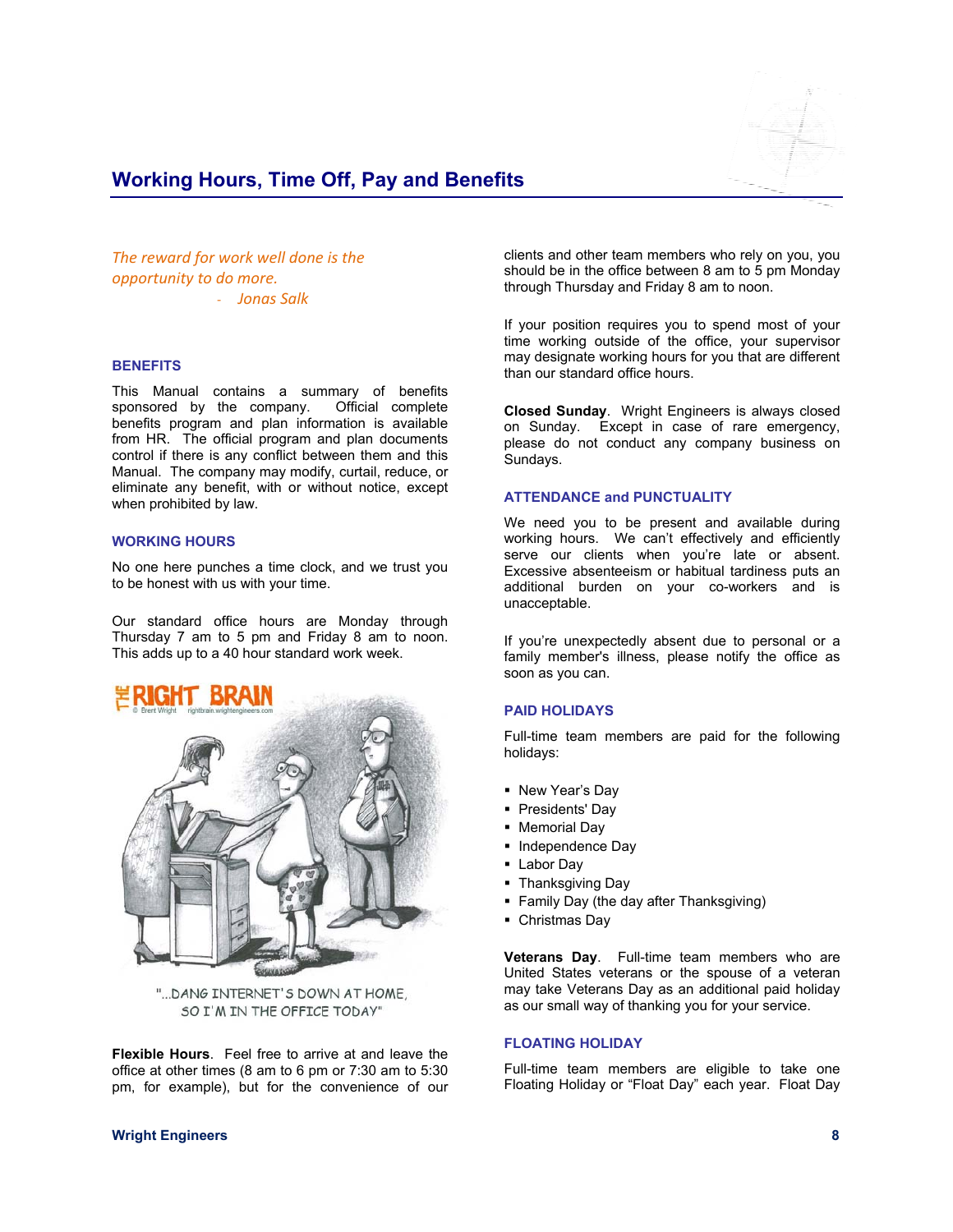## Working Hours, Time Off, Pay and Benefits

*The reward for work well done is the opportunity to do more.*
*- Jonas Salk*

### BENEFITS

This Manual contains a summary of benefits sponsored by the company. Official complete benefits program and plan information is available from HR. The official program and plan documents control if there is any conflict between them and this Manual. The company may modify, curtail, reduce, or eliminate any benefit, with or without notice, except when prohibited by law.

### WORKING HOURS

No one here punches a time clock, and we trust you to be honest with us with your time.

Our standard office hours are Monday through Thursday 7 am to 5 pm and Friday 8 am to noon. This adds up to a 40 hour standard work week.

"...DANG INTERNET'S DOWN AT HOME, SO I'M IN THE OFFICE TODAY"

**Flexible Hours**. Feel free to arrive at and leave the office at other times (8 am to 6 pm or 7:30 am to 5:30 pm, for example), but for the convenience of our clients and other team members who rely on you, you should be in the office between 8 am to 5 pm Monday through Thursday and Friday 8 am to noon.

If your position requires you to spend most of your time working outside of the office, your supervisor may designate working hours for you that are different than our standard office hours.

**Closed Sunday**. Wright Engineers is always closed on Sunday. Except in case of rare emergency, please do not conduct any company business on Sundays.

### ATTENDANCE and PUNCTUALITY

We need you to be present and available during working hours. We can't effectively and efficiently serve our clients when you're late or absent. Excessive absenteeism or habitual tardiness puts an additional burden on your co-workers and is unacceptable.

If you're unexpectedly absent due to personal or a family member's illness, please notify the office as soon as you can.

### PAID HOLIDAYS

Full-time team members are paid for the following holidays:

- New Year's Day
- Presidents' Day
- Memorial Day
- Independence Day
- Labor Day
- Thanksgiving Day
- Family Day (the day after Thanksgiving)
- Christmas Day

**Veterans Day**. Full-time team members who are United States veterans or the spouse of a veteran may take Veterans Day as an additional paid holiday as our small way of thanking you for your service.

### FLOATING HOLIDAY

Full-time team members are eligible to take one Floating Holiday or "Float Day" each year. Float Day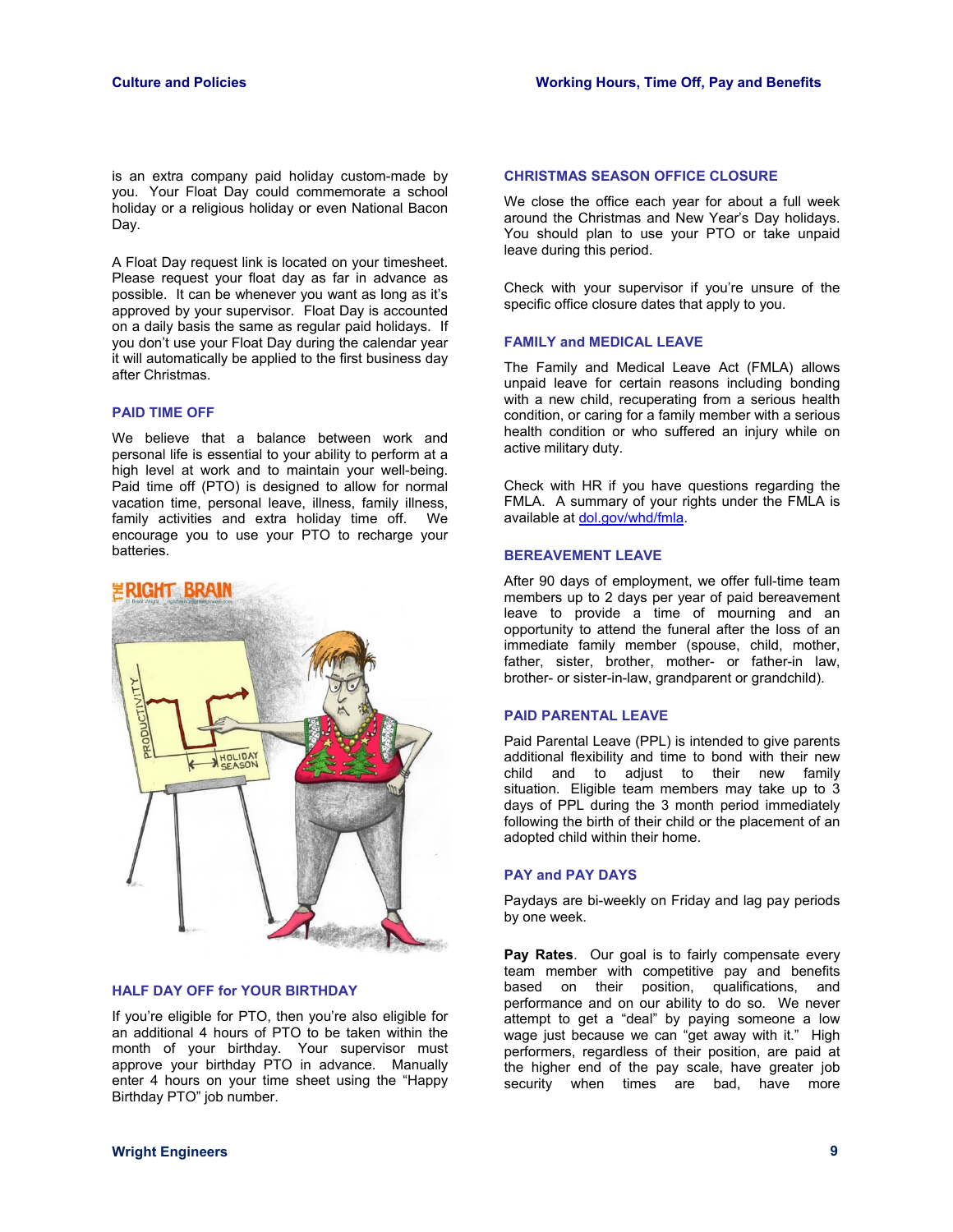is an extra company paid holiday custom-made by you. Your Float Day could commemorate a school holiday or a religious holiday or even National Bacon Day.

A Float Day request link is located on your timesheet. Please request your float day as far in advance as possible. It can be whenever you want as long as it's approved by your supervisor. Float Day is accounted on a daily basis the same as regular paid holidays. If you don't use your Float Day during the calendar year it will automatically be applied to the first business day after Christmas.

### PAID TIME OFF

We believe that a balance between work and personal life is essential to your ability to perform at a high level at work and to maintain your well-being. Paid time off (PTO) is designed to allow for normal vacation time, personal leave, illness, family illness, family activities and extra holiday time off. We encourage you to use your PTO to recharge your batteries.

### HALF DAY OFF for YOUR BIRTHDAY

If you're eligible for PTO, then you're also eligible for an additional 4 hours of PTO to be taken within the month of your birthday. Your supervisor must approve your birthday PTO in advance. Manually enter 4 hours on your time sheet using the "Happy Birthday PTO" job number.

### CHRISTMAS SEASON OFFICE CLOSURE

We close the office each year for about a full week around the Christmas and New Year's Day holidays. You should plan to use your PTO or take unpaid leave during this period.

Check with your supervisor if you're unsure of the specific office closure dates that apply to you.

### FAMILY and MEDICAL LEAVE

The Family and Medical Leave Act (FMLA) allows unpaid leave for certain reasons including bonding with a new child, recuperating from a serious health condition, or caring for a family member with a serious health condition or who suffered an injury while on active military duty.

Check with HR if you have questions regarding the FMLA. A summary of your rights under the FMLA is available at [dol.gov/whd/fmla](http://dol.gov/whd/fmla).

### BEREAVEMENT LEAVE

After 90 days of employment, we offer full-time team members up to 2 days per year of paid bereavement leave to provide a time of mourning and an opportunity to attend the funeral after the loss of an immediate family member (spouse, child, mother, father, sister, brother, mother- or father-in law, brother- or sister-in-law, grandparent or grandchild).

### PAID PARENTAL LEAVE

Paid Parental Leave (PPL) is intended to give parents additional flexibility and time to bond with their new child and to adjust to their new family situation. Eligible team members may take up to 3 days of PPL during the 3 month period immediately following the birth of their child or the placement of an adopted child within their home.

### PAY and PAY DAYS

Paydays are bi-weekly on Friday and lag pay periods by one week.

**Pay Rates**. Our goal is to fairly compensate every team member with competitive pay and benefits based on their position, qualifications, and performance and on our ability to do so. We never attempt to get a "deal" by paying someone a low wage just because we can "get away with it." High performers, regardless of their position, are paid at the higher end of the pay scale, have greater job security when times are bad, have more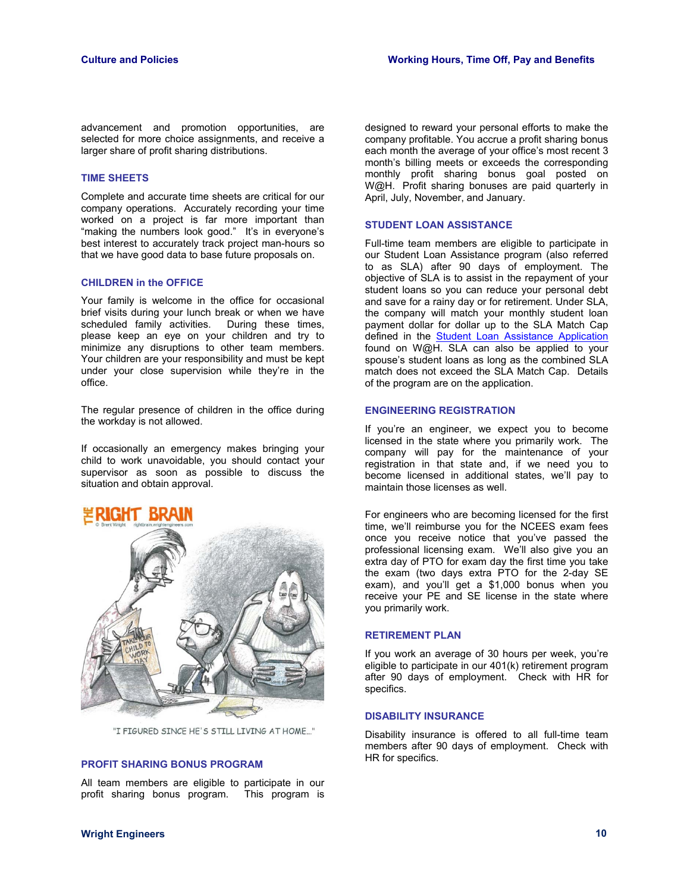advancement and promotion opportunities, are selected for more choice assignments, and receive a larger share of profit sharing distributions.

### TIME SHEETS

Complete and accurate time sheets are critical for our company operations. Accurately recording your time worked on a project is far more important than "making the numbers look good." It's in everyone's best interest to accurately track project man-hours so that we have good data to base future proposals on.

### CHILDREN in the OFFICE

Your family is welcome in the office for occasional brief visits during your lunch break or when we have scheduled family activities. During these times, please keep an eye on your children and try to minimize any disruptions to other team members. Your children are your responsibility and must be kept under your close supervision while they're in the office.

The regular presence of children in the office during the workday is not allowed.

If occasionally an emergency makes bringing your child to work unavoidable, you should contact your supervisor as soon as possible to discuss the situation and obtain approval.

"I FIGURED SINCE HE'S STILL LIVING AT HOME..."

### PROFIT SHARING BONUS PROGRAM

All team members are eligible to participate in our profit sharing bonus program. This program is designed to reward your personal efforts to make the company profitable. You accrue a profit sharing bonus each month the average of your office's most recent 3 month's billing meets or exceeds the corresponding monthly profit sharing bonus goal posted on W@H. Profit sharing bonuses are paid quarterly in April, July, November, and January.

### STUDENT LOAN ASSISTANCE

Full-time team members are eligible to participate in our Student Loan Assistance program (also referred to as SLA) after 90 days of employment. The objective of SLA is to assist in the repayment of your student loans so you can reduce your personal debt and save for a rainy day or for retirement. Under SLA, the company will match your monthly student loan payment dollar for dollar up to the SLA Match Cap defined in the Student Loan Assistance Application found on W@H. SLA can also be applied to your spouse's student loans as long as the combined SLA match does not exceed the SLA Match Cap. Details of the program are on the application.

### ENGINEERING REGISTRATION

If you're an engineer, we expect you to become licensed in the state where you primarily work. The company will pay for the maintenance of your registration in that state and, if we need you to become licensed in additional states, we'll pay to maintain those licenses as well.

For engineers who are becoming licensed for the first time, we'll reimburse you for the NCEES exam fees once you receive notice that you've passed the professional licensing exam. We'll also give you an extra day of PTO for exam day the first time you take the exam (two days extra PTO for the 2-day SE exam), and you'll get a $1,000 bonus when you receive your PE and SE license in the state where you primarily work.

### RETIREMENT PLAN

If you work an average of 30 hours per week, you're eligible to participate in our 401(k) retirement program after 90 days of employment. Check with HR for specifics.

### DISABILITY INSURANCE

Disability insurance is offered to all full-time team members after 90 days of employment. Check with HR for specifics.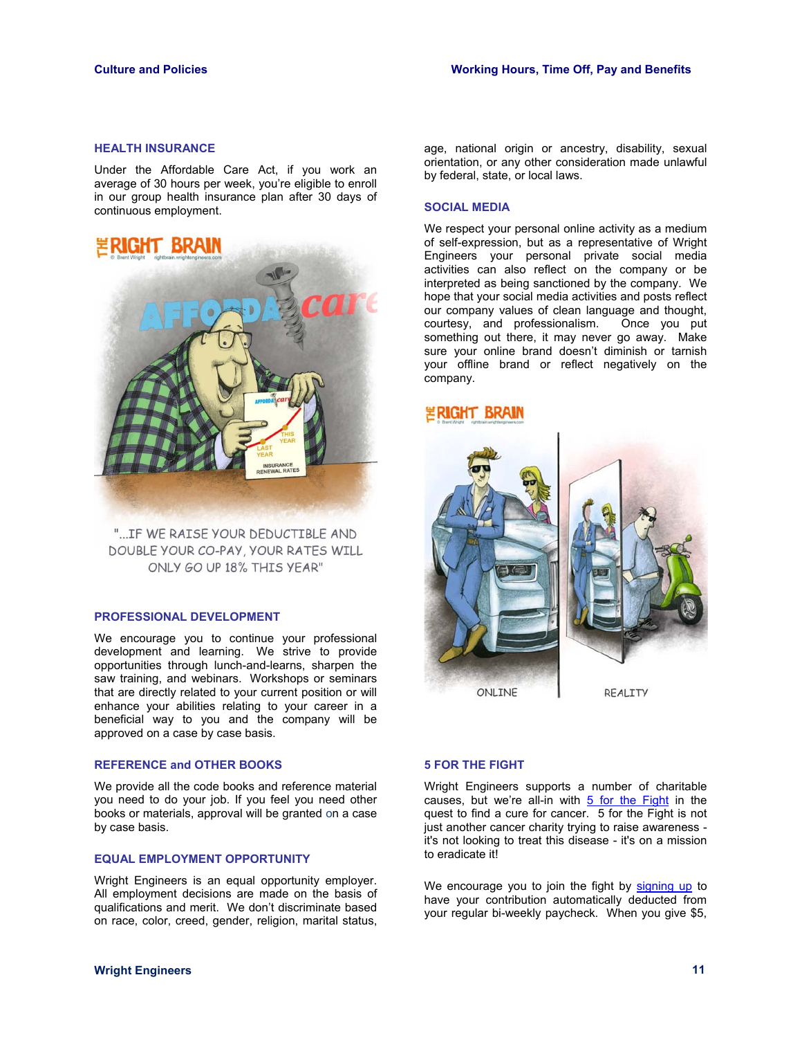## HEALTH INSURANCE

Under the Affordable Care Act, if you work an average of 30 hours per week, you're eligible to enroll in our group health insurance plan after 30 days of continuous employment.

"...IF WE RAISE YOUR DEDUCTIBLE AND DOUBLE YOUR CO-PAY, YOUR RATES WILL ONLY GO UP 18% THIS YEAR"

## PROFESSIONAL DEVELOPMENT

We encourage you to continue your professional development and learning. We strive to provide opportunities through lunch-and-learns, sharpen the saw training, and webinars. Workshops or seminars that are directly related to your current position or will enhance your abilities relating to your career in a beneficial way to you and the company will be approved on a case by case basis.

## REFERENCE and OTHER BOOKS

We provide all the code books and reference material you need to do your job. If you feel you need other books or materials, approval will be granted on a case by case basis.

## EQUAL EMPLOYMENT OPPORTUNITY

Wright Engineers is an equal opportunity employer. All employment decisions are made on the basis of qualifications and merit. We don't discriminate based on race, color, creed, gender, religion, marital status, age, national origin or ancestry, disability, sexual orientation, or any other consideration made unlawful by federal, state, or local laws.

## SOCIAL MEDIA

We respect your personal online activity as a medium of self-expression, but as a representative of Wright Engineers your personal private social media activities can also reflect on the company or be interpreted as being sanctioned by the company. We hope that your social media activities and posts reflect our company values of clean language and thought, courtesy, and professionalism. Once you put something out there, it may never go away. Make sure your online brand doesn't diminish or tarnish your offline brand or reflect negatively on the company.

ONLINE | REALITY

## 5 FOR THE FIGHT

Wright Engineers supports a number of charitable causes, but we're all-in with 5 for the Fight in the quest to find a cure for cancer. 5 for the Fight is not just another cancer charity trying to raise awareness - it's not looking to treat this disease - it's on a mission to eradicate it!

We encourage you to join the fight by signing up to have your contribution automatically deducted from your regular bi-weekly paycheck. When you give $5,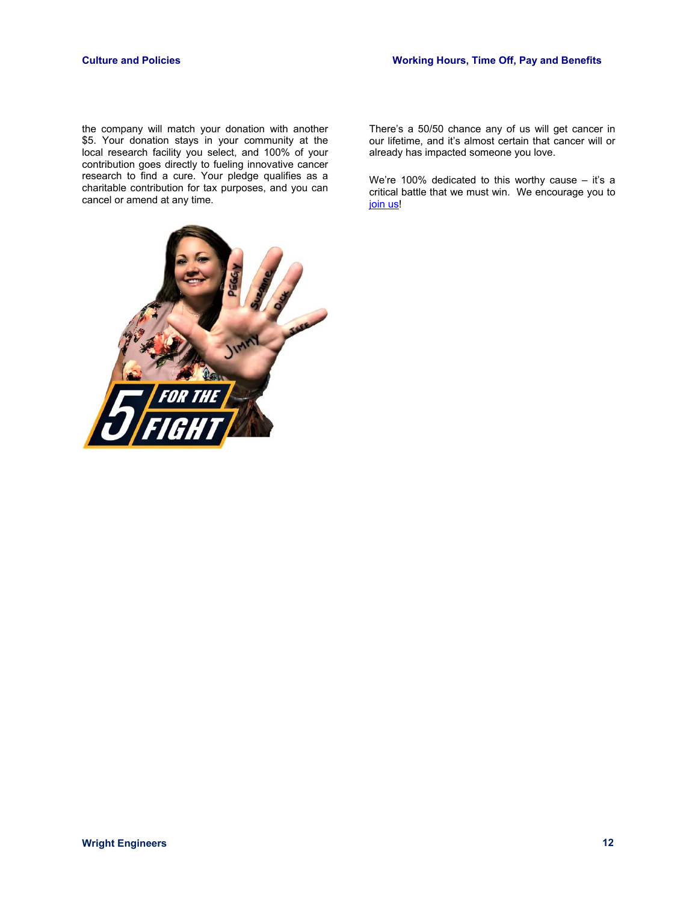the company will match your donation with another $5. Your donation stays in your community at the local research facility you select, and 100% of your contribution goes directly to fueling innovative cancer research to find a cure. Your pledge qualifies as a charitable contribution for tax purposes, and you can cancel or amend at any time.

There's a 50/50 chance any of us will get cancer in our lifetime, and it's almost certain that cancer will or already has impacted someone you love.

We're 100% dedicated to this worthy cause – it's a critical battle that we must win. We encourage you to join us!